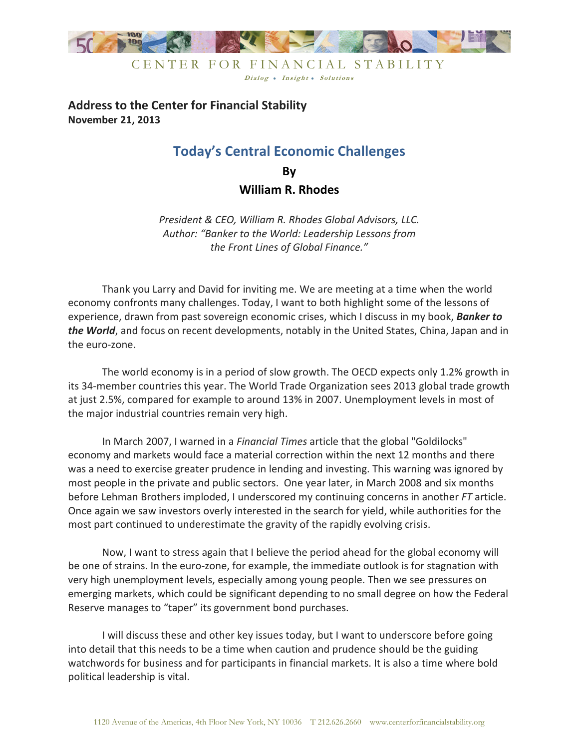CENTER FOR FINANCIAL STABILITY

*Dialog • Insight • Solutions*

**Address to the Center for Financial Stability**
**November 21, 2013**

# Today's Central Economic Challenges

**By**

**William R. Rhodes**

*President & CEO, William R. Rhodes Global Advisors, LLC.*
*Author: "Banker to the World: Leadership Lessons from the Front Lines of Global Finance."*

Thank you Larry and David for inviting me. We are meeting at a time when the world economy confronts many challenges. Today, I want to both highlight some of the lessons of experience, drawn from past sovereign economic crises, which I discuss in my book, ***Banker to the World***, and focus on recent developments, notably in the United States, China, Japan and in the euro-zone.

The world economy is in a period of slow growth. The OECD expects only 1.2% growth in its 34-member countries this year. The World Trade Organization sees 2013 global trade growth at just 2.5%, compared for example to around 13% in 2007. Unemployment levels in most of the major industrial countries remain very high.

In March 2007, I warned in a *Financial Times* article that the global "Goldilocks" economy and markets would face a material correction within the next 12 months and there was a need to exercise greater prudence in lending and investing. This warning was ignored by most people in the private and public sectors. One year later, in March 2008 and six months before Lehman Brothers imploded, I underscored my continuing concerns in another *FT* article. Once again we saw investors overly interested in the search for yield, while authorities for the most part continued to underestimate the gravity of the rapidly evolving crisis.

Now, I want to stress again that I believe the period ahead for the global economy will be one of strains. In the euro-zone, for example, the immediate outlook is for stagnation with very high unemployment levels, especially among young people. Then we see pressures on emerging markets, which could be significant depending to no small degree on how the Federal Reserve manages to "taper" its government bond purchases.

I will discuss these and other key issues today, but I want to underscore before going into detail that this needs to be a time when caution and prudence should be the guiding watchwords for business and for participants in financial markets. It is also a time where bold political leadership is vital.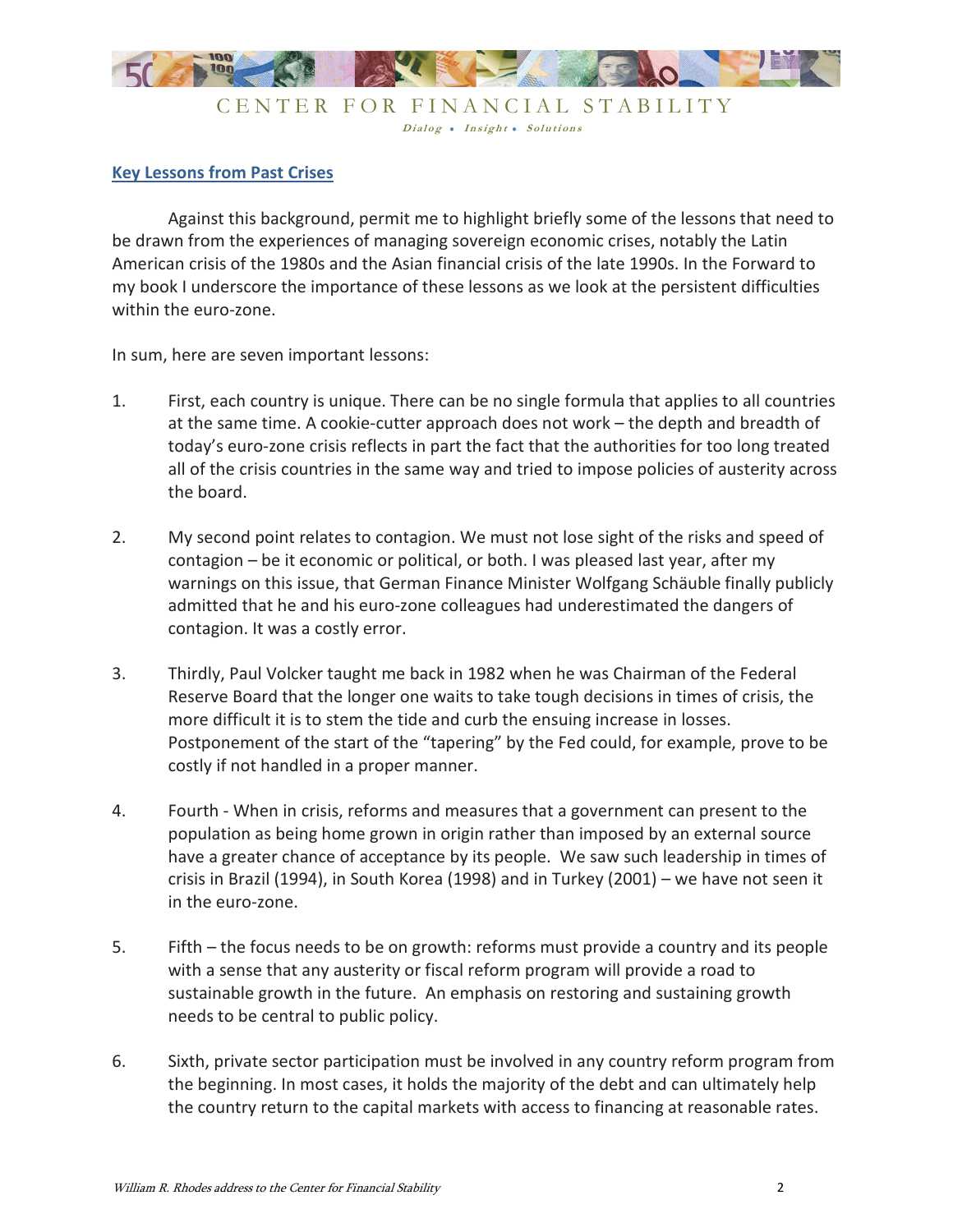## Key Lessons from Past Crises

Against this background, permit me to highlight briefly some of the lessons that need to be drawn from the experiences of managing sovereign economic crises, notably the Latin American crisis of the 1980s and the Asian financial crisis of the late 1990s. In the Forward to my book I underscore the importance of these lessons as we look at the persistent difficulties within the euro-zone.

In sum, here are seven important lessons:

1. First, each country is unique. There can be no single formula that applies to all countries at the same time. A cookie-cutter approach does not work – the depth and breadth of today's euro-zone crisis reflects in part the fact that the authorities for too long treated all of the crisis countries in the same way and tried to impose policies of austerity across the board.

2. My second point relates to contagion. We must not lose sight of the risks and speed of contagion – be it economic or political, or both. I was pleased last year, after my warnings on this issue, that German Finance Minister Wolfgang Schäuble finally publicly admitted that he and his euro-zone colleagues had underestimated the dangers of contagion. It was a costly error.

3. Thirdly, Paul Volcker taught me back in 1982 when he was Chairman of the Federal Reserve Board that the longer one waits to take tough decisions in times of crisis, the more difficult it is to stem the tide and curb the ensuing increase in losses. Postponement of the start of the "tapering" by the Fed could, for example, prove to be costly if not handled in a proper manner.

4. Fourth - When in crisis, reforms and measures that a government can present to the population as being home grown in origin rather than imposed by an external source have a greater chance of acceptance by its people. We saw such leadership in times of crisis in Brazil (1994), in South Korea (1998) and in Turkey (2001) – we have not seen it in the euro-zone.

5. Fifth – the focus needs to be on growth: reforms must provide a country and its people with a sense that any austerity or fiscal reform program will provide a road to sustainable growth in the future. An emphasis on restoring and sustaining growth needs to be central to public policy.

6. Sixth, private sector participation must be involved in any country reform program from the beginning. In most cases, it holds the majority of the debt and can ultimately help the country return to the capital markets with access to financing at reasonable rates.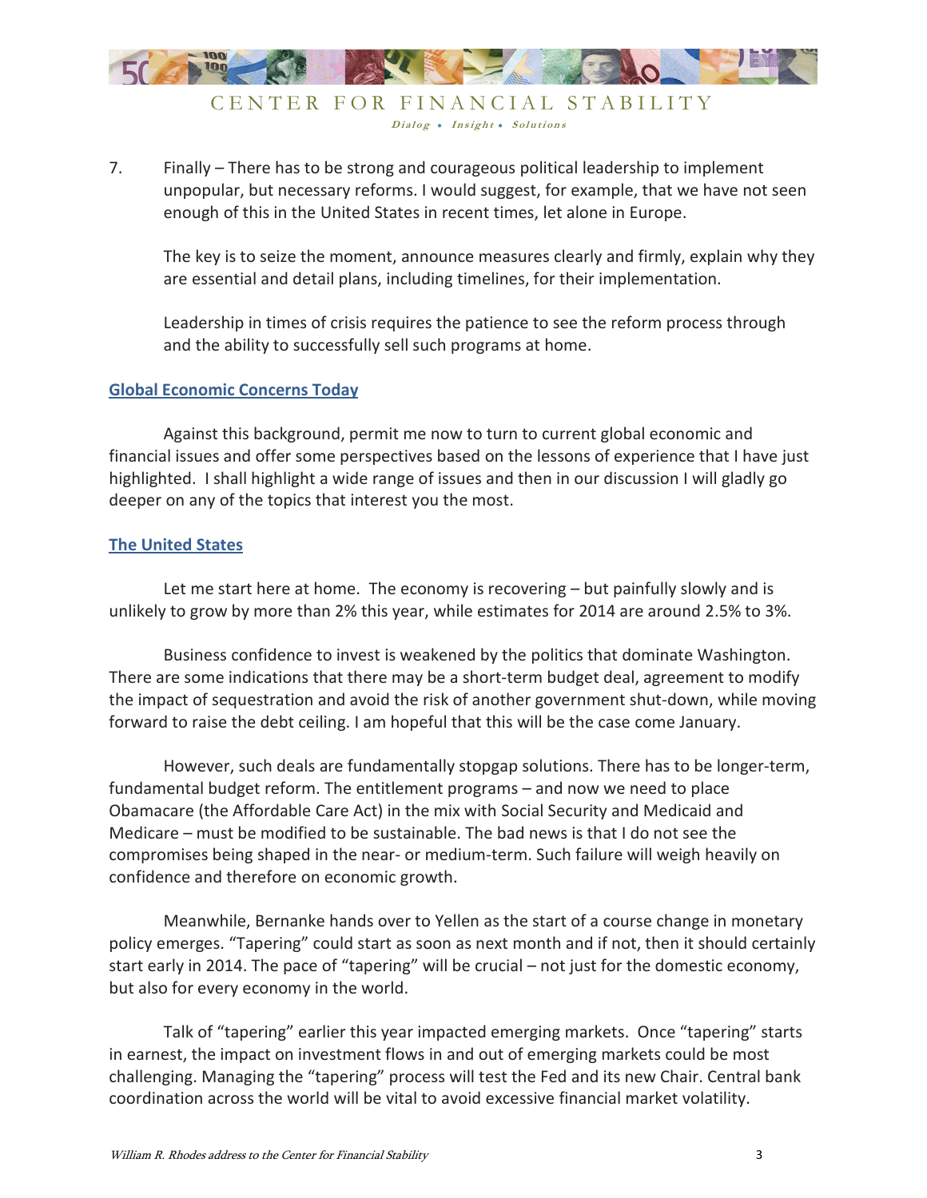7. Finally – There has to be strong and courageous political leadership to implement unpopular, but necessary reforms. I would suggest, for example, that we have not seen enough of this in the United States in recent times, let alone in Europe.

   The key is to seize the moment, announce measures clearly and firmly, explain why they are essential and detail plans, including timelines, for their implementation.

   Leadership in times of crisis requires the patience to see the reform process through and the ability to successfully sell such programs at home.

## Global Economic Concerns Today

Against this background, permit me now to turn to current global economic and financial issues and offer some perspectives based on the lessons of experience that I have just highlighted. I shall highlight a wide range of issues and then in our discussion I will gladly go deeper on any of the topics that interest you the most.

## The United States

Let me start here at home. The economy is recovering – but painfully slowly and is unlikely to grow by more than 2% this year, while estimates for 2014 are around 2.5% to 3%.

Business confidence to invest is weakened by the politics that dominate Washington. There are some indications that there may be a short-term budget deal, agreement to modify the impact of sequestration and avoid the risk of another government shut-down, while moving forward to raise the debt ceiling. I am hopeful that this will be the case come January.

However, such deals are fundamentally stopgap solutions. There has to be longer-term, fundamental budget reform. The entitlement programs – and now we need to place Obamacare (the Affordable Care Act) in the mix with Social Security and Medicaid and Medicare – must be modified to be sustainable. The bad news is that I do not see the compromises being shaped in the near- or medium-term. Such failure will weigh heavily on confidence and therefore on economic growth.

Meanwhile, Bernanke hands over to Yellen as the start of a course change in monetary policy emerges. "Tapering" could start as soon as next month and if not, then it should certainly start early in 2014. The pace of "tapering" will be crucial – not just for the domestic economy, but also for every economy in the world.

Talk of "tapering" earlier this year impacted emerging markets. Once "tapering" starts in earnest, the impact on investment flows in and out of emerging markets could be most challenging. Managing the "tapering" process will test the Fed and its new Chair. Central bank coordination across the world will be vital to avoid excessive financial market volatility.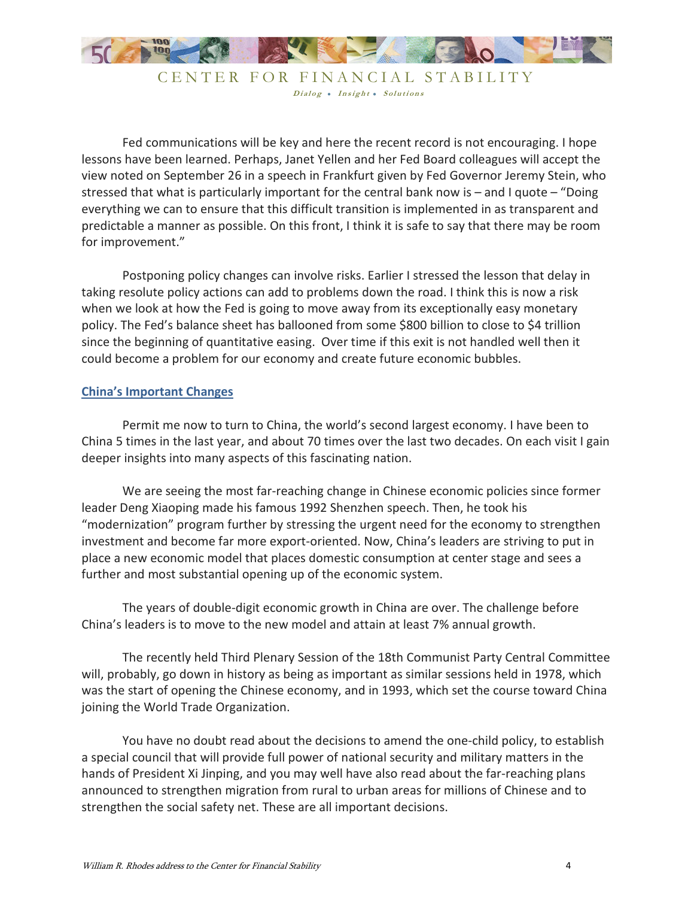Fed communications will be key and here the recent record is not encouraging. I hope lessons have been learned. Perhaps, Janet Yellen and her Fed Board colleagues will accept the view noted on September 26 in a speech in Frankfurt given by Fed Governor Jeremy Stein, who stressed that what is particularly important for the central bank now is – and I quote – "Doing everything we can to ensure that this difficult transition is implemented in as transparent and predictable a manner as possible. On this front, I think it is safe to say that there may be room for improvement."

Postponing policy changes can involve risks. Earlier I stressed the lesson that delay in taking resolute policy actions can add to problems down the road. I think this is now a risk when we look at how the Fed is going to move away from its exceptionally easy monetary policy. The Fed's balance sheet has ballooned from some $800 billion to close to $4 trillion since the beginning of quantitative easing. Over time if this exit is not handled well then it could become a problem for our economy and create future economic bubbles.

## China's Important Changes

Permit me now to turn to China, the world's second largest economy. I have been to China 5 times in the last year, and about 70 times over the last two decades. On each visit I gain deeper insights into many aspects of this fascinating nation.

We are seeing the most far-reaching change in Chinese economic policies since former leader Deng Xiaoping made his famous 1992 Shenzhen speech. Then, he took his "modernization" program further by stressing the urgent need for the economy to strengthen investment and become far more export-oriented. Now, China's leaders are striving to put in place a new economic model that places domestic consumption at center stage and sees a further and most substantial opening up of the economic system.

The years of double-digit economic growth in China are over. The challenge before China's leaders is to move to the new model and attain at least 7% annual growth.

The recently held Third Plenary Session of the 18th Communist Party Central Committee will, probably, go down in history as being as important as similar sessions held in 1978, which was the start of opening the Chinese economy, and in 1993, which set the course toward China joining the World Trade Organization.

You have no doubt read about the decisions to amend the one-child policy, to establish a special council that will provide full power of national security and military matters in the hands of President Xi Jinping, and you may well have also read about the far-reaching plans announced to strengthen migration from rural to urban areas for millions of Chinese and to strengthen the social safety net. These are all important decisions.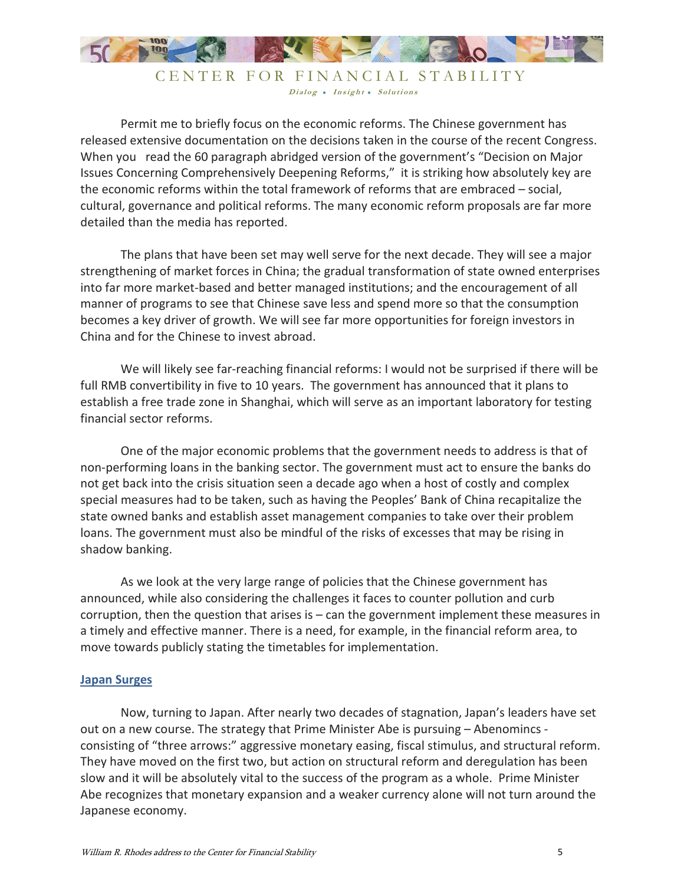Permit me to briefly focus on the economic reforms. The Chinese government has released extensive documentation on the decisions taken in the course of the recent Congress. When you read the 60 paragraph abridged version of the government's "Decision on Major Issues Concerning Comprehensively Deepening Reforms," it is striking how absolutely key are the economic reforms within the total framework of reforms that are embraced – social, cultural, governance and political reforms. The many economic reform proposals are far more detailed than the media has reported.

The plans that have been set may well serve for the next decade. They will see a major strengthening of market forces in China; the gradual transformation of state owned enterprises into far more market-based and better managed institutions; and the encouragement of all manner of programs to see that Chinese save less and spend more so that the consumption becomes a key driver of growth. We will see far more opportunities for foreign investors in China and for the Chinese to invest abroad.

We will likely see far-reaching financial reforms: I would not be surprised if there will be full RMB convertibility in five to 10 years. The government has announced that it plans to establish a free trade zone in Shanghai, which will serve as an important laboratory for testing financial sector reforms.

One of the major economic problems that the government needs to address is that of non-performing loans in the banking sector. The government must act to ensure the banks do not get back into the crisis situation seen a decade ago when a host of costly and complex special measures had to be taken, such as having the Peoples' Bank of China recapitalize the state owned banks and establish asset management companies to take over their problem loans. The government must also be mindful of the risks of excesses that may be rising in shadow banking.

As we look at the very large range of policies that the Chinese government has announced, while also considering the challenges it faces to counter pollution and curb corruption, then the question that arises is – can the government implement these measures in a timely and effective manner. There is a need, for example, in the financial reform area, to move towards publicly stating the timetables for implementation.

## Japan Surges

Now, turning to Japan. After nearly two decades of stagnation, Japan's leaders have set out on a new course. The strategy that Prime Minister Abe is pursuing – Abenomincs - consisting of "three arrows:" aggressive monetary easing, fiscal stimulus, and structural reform. They have moved on the first two, but action on structural reform and deregulation has been slow and it will be absolutely vital to the success of the program as a whole. Prime Minister Abe recognizes that monetary expansion and a weaker currency alone will not turn around the Japanese economy.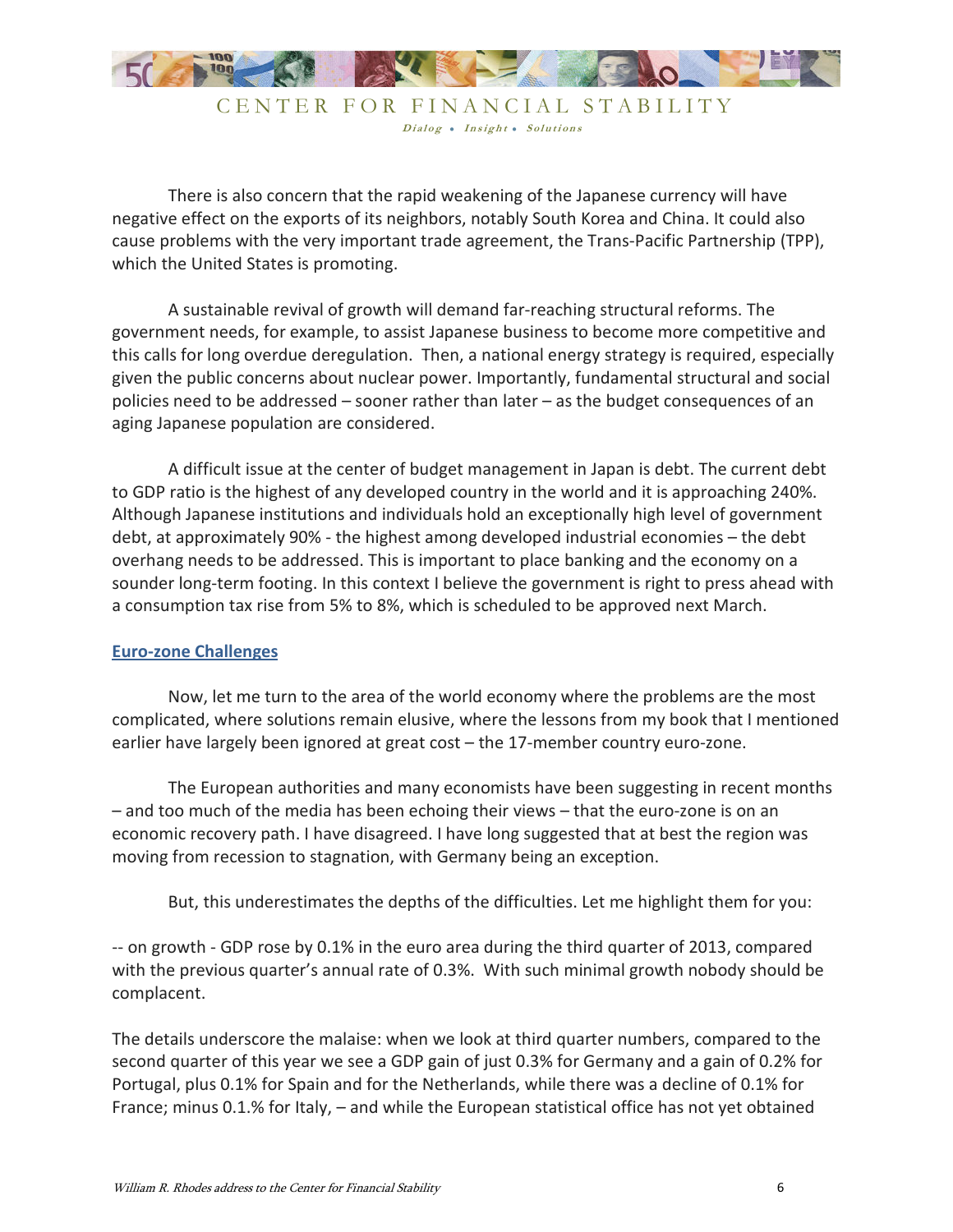There is also concern that the rapid weakening of the Japanese currency will have negative effect on the exports of its neighbors, notably South Korea and China. It could also cause problems with the very important trade agreement, the Trans-Pacific Partnership (TPP), which the United States is promoting.

A sustainable revival of growth will demand far-reaching structural reforms. The government needs, for example, to assist Japanese business to become more competitive and this calls for long overdue deregulation. Then, a national energy strategy is required, especially given the public concerns about nuclear power. Importantly, fundamental structural and social policies need to be addressed – sooner rather than later – as the budget consequences of an aging Japanese population are considered.

A difficult issue at the center of budget management in Japan is debt. The current debt to GDP ratio is the highest of any developed country in the world and it is approaching 240%. Although Japanese institutions and individuals hold an exceptionally high level of government debt, at approximately 90% - the highest among developed industrial economies – the debt overhang needs to be addressed. This is important to place banking and the economy on a sounder long-term footing. In this context I believe the government is right to press ahead with a consumption tax rise from 5% to 8%, which is scheduled to be approved next March.

## Euro-zone Challenges

Now, let me turn to the area of the world economy where the problems are the most complicated, where solutions remain elusive, where the lessons from my book that I mentioned earlier have largely been ignored at great cost – the 17-member country euro-zone.

The European authorities and many economists have been suggesting in recent months – and too much of the media has been echoing their views – that the euro-zone is on an economic recovery path. I have disagreed. I have long suggested that at best the region was moving from recession to stagnation, with Germany being an exception.

But, this underestimates the depths of the difficulties. Let me highlight them for you:

-- on growth - GDP rose by 0.1% in the euro area during the third quarter of 2013, compared with the previous quarter's annual rate of 0.3%. With such minimal growth nobody should be complacent.

The details underscore the malaise: when we look at third quarter numbers, compared to the second quarter of this year we see a GDP gain of just 0.3% for Germany and a gain of 0.2% for Portugal, plus 0.1% for Spain and for the Netherlands, while there was a decline of 0.1% for France; minus 0.1.% for Italy, – and while the European statistical office has not yet obtained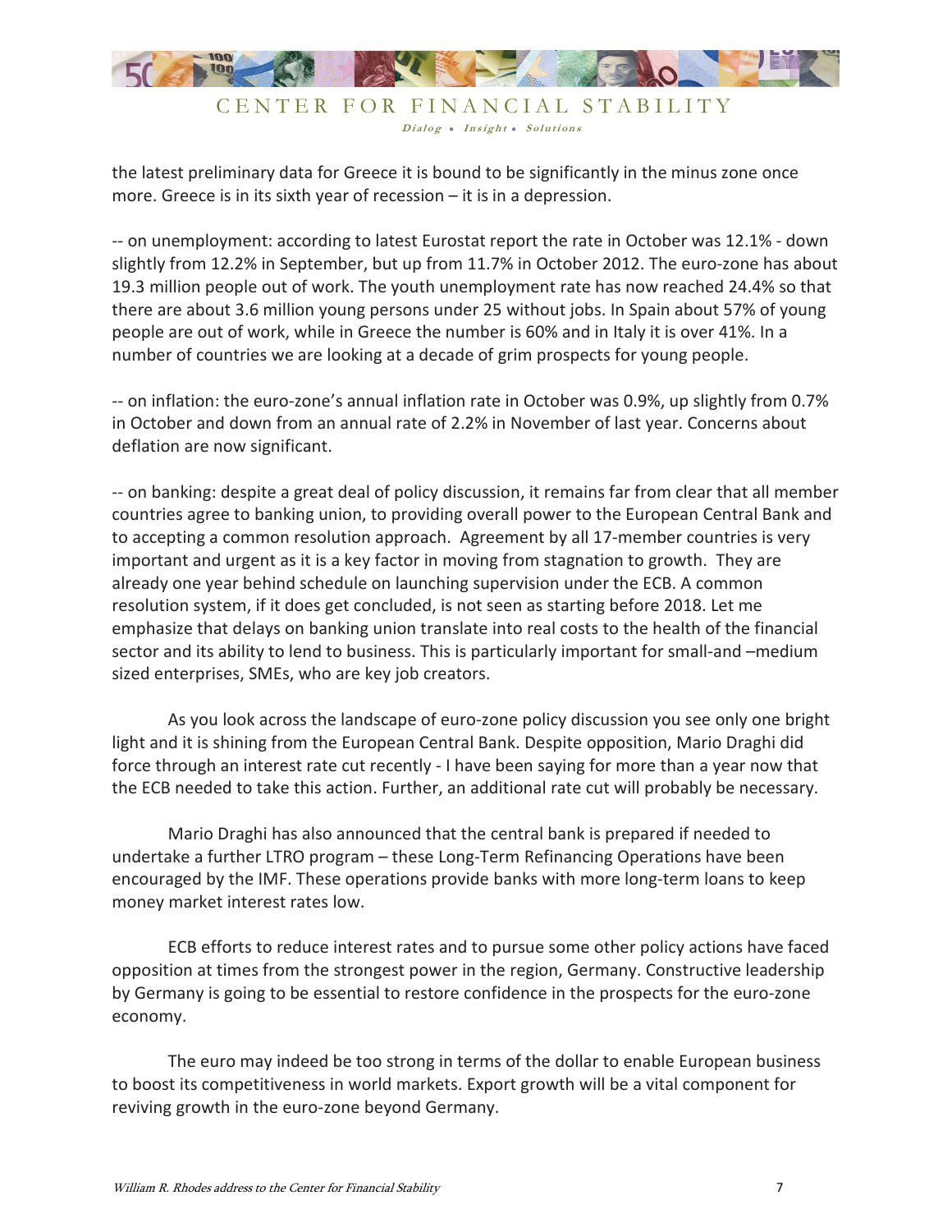the latest preliminary data for Greece it is bound to be significantly in the minus zone once more. Greece is in its sixth year of recession – it is in a depression.

-- on unemployment: according to latest Eurostat report the rate in October was 12.1% - down slightly from 12.2% in September, but up from 11.7% in October 2012. The euro-zone has about 19.3 million people out of work. The youth unemployment rate has now reached 24.4% so that there are about 3.6 million young persons under 25 without jobs. In Spain about 57% of young people are out of work, while in Greece the number is 60% and in Italy it is over 41%. In a number of countries we are looking at a decade of grim prospects for young people.

-- on inflation: the euro-zone's annual inflation rate in October was 0.9%, up slightly from 0.7% in October and down from an annual rate of 2.2% in November of last year. Concerns about deflation are now significant.

-- on banking: despite a great deal of policy discussion, it remains far from clear that all member countries agree to banking union, to providing overall power to the European Central Bank and to accepting a common resolution approach. Agreement by all 17-member countries is very important and urgent as it is a key factor in moving from stagnation to growth. They are already one year behind schedule on launching supervision under the ECB. A common resolution system, if it does get concluded, is not seen as starting before 2018. Let me emphasize that delays on banking union translate into real costs to the health of the financial sector and its ability to lend to business. This is particularly important for small-and –medium sized enterprises, SMEs, who are key job creators.

As you look across the landscape of euro-zone policy discussion you see only one bright light and it is shining from the European Central Bank. Despite opposition, Mario Draghi did force through an interest rate cut recently - I have been saying for more than a year now that the ECB needed to take this action. Further, an additional rate cut will probably be necessary.

Mario Draghi has also announced that the central bank is prepared if needed to undertake a further LTRO program – these Long-Term Refinancing Operations have been encouraged by the IMF. These operations provide banks with more long-term loans to keep money market interest rates low.

ECB efforts to reduce interest rates and to pursue some other policy actions have faced opposition at times from the strongest power in the region, Germany. Constructive leadership by Germany is going to be essential to restore confidence in the prospects for the euro-zone economy.

The euro may indeed be too strong in terms of the dollar to enable European business to boost its competitiveness in world markets. Export growth will be a vital component for reviving growth in the euro-zone beyond Germany.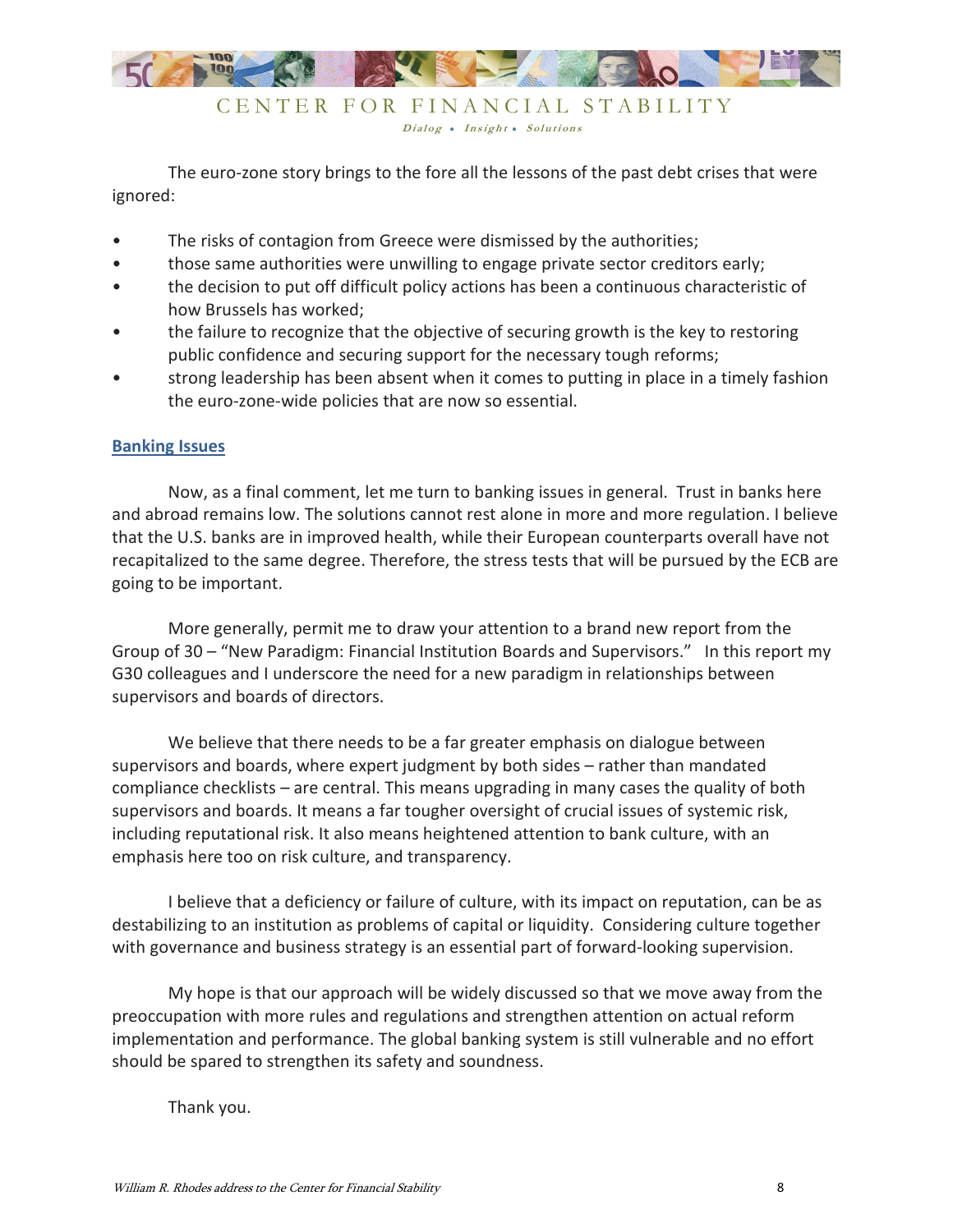The euro-zone story brings to the fore all the lessons of the past debt crises that were ignored:

- The risks of contagion from Greece were dismissed by the authorities;
- those same authorities were unwilling to engage private sector creditors early;
- the decision to put off difficult policy actions has been a continuous characteristic of how Brussels has worked;
- the failure to recognize that the objective of securing growth is the key to restoring public confidence and securing support for the necessary tough reforms;
- strong leadership has been absent when it comes to putting in place in a timely fashion the euro-zone-wide policies that are now so essential.

## Banking Issues

Now, as a final comment, let me turn to banking issues in general. Trust in banks here and abroad remains low. The solutions cannot rest alone in more and more regulation. I believe that the U.S. banks are in improved health, while their European counterparts overall have not recapitalized to the same degree. Therefore, the stress tests that will be pursued by the ECB are going to be important.

More generally, permit me to draw your attention to a brand new report from the Group of 30 – "New Paradigm: Financial Institution Boards and Supervisors." In this report my G30 colleagues and I underscore the need for a new paradigm in relationships between supervisors and boards of directors.

We believe that there needs to be a far greater emphasis on dialogue between supervisors and boards, where expert judgment by both sides – rather than mandated compliance checklists – are central. This means upgrading in many cases the quality of both supervisors and boards. It means a far tougher oversight of crucial issues of systemic risk, including reputational risk. It also means heightened attention to bank culture, with an emphasis here too on risk culture, and transparency.

I believe that a deficiency or failure of culture, with its impact on reputation, can be as destabilizing to an institution as problems of capital or liquidity. Considering culture together with governance and business strategy is an essential part of forward-looking supervision.

My hope is that our approach will be widely discussed so that we move away from the preoccupation with more rules and regulations and strengthen attention on actual reform implementation and performance. The global banking system is still vulnerable and no effort should be spared to strengthen its safety and soundness.

Thank you.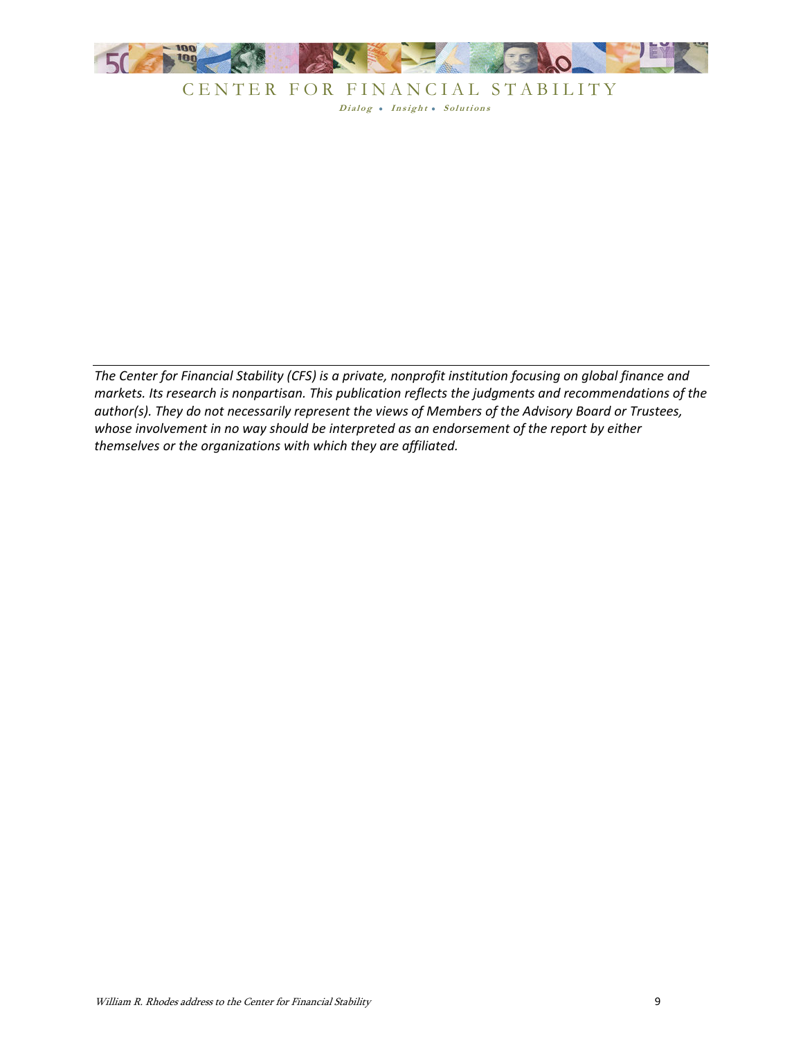CENTER FOR FINANCIAL STABILITY

*Dialog • Insight • Solutions*

---

*The Center for Financial Stability (CFS) is a private, nonprofit institution focusing on global finance and markets. Its research is nonpartisan. This publication reflects the judgments and recommendations of the author(s). They do not necessarily represent the views of Members of the Advisory Board or Trustees, whose involvement in no way should be interpreted as an endorsement of the report by either themselves or the organizations with which they are affiliated.*